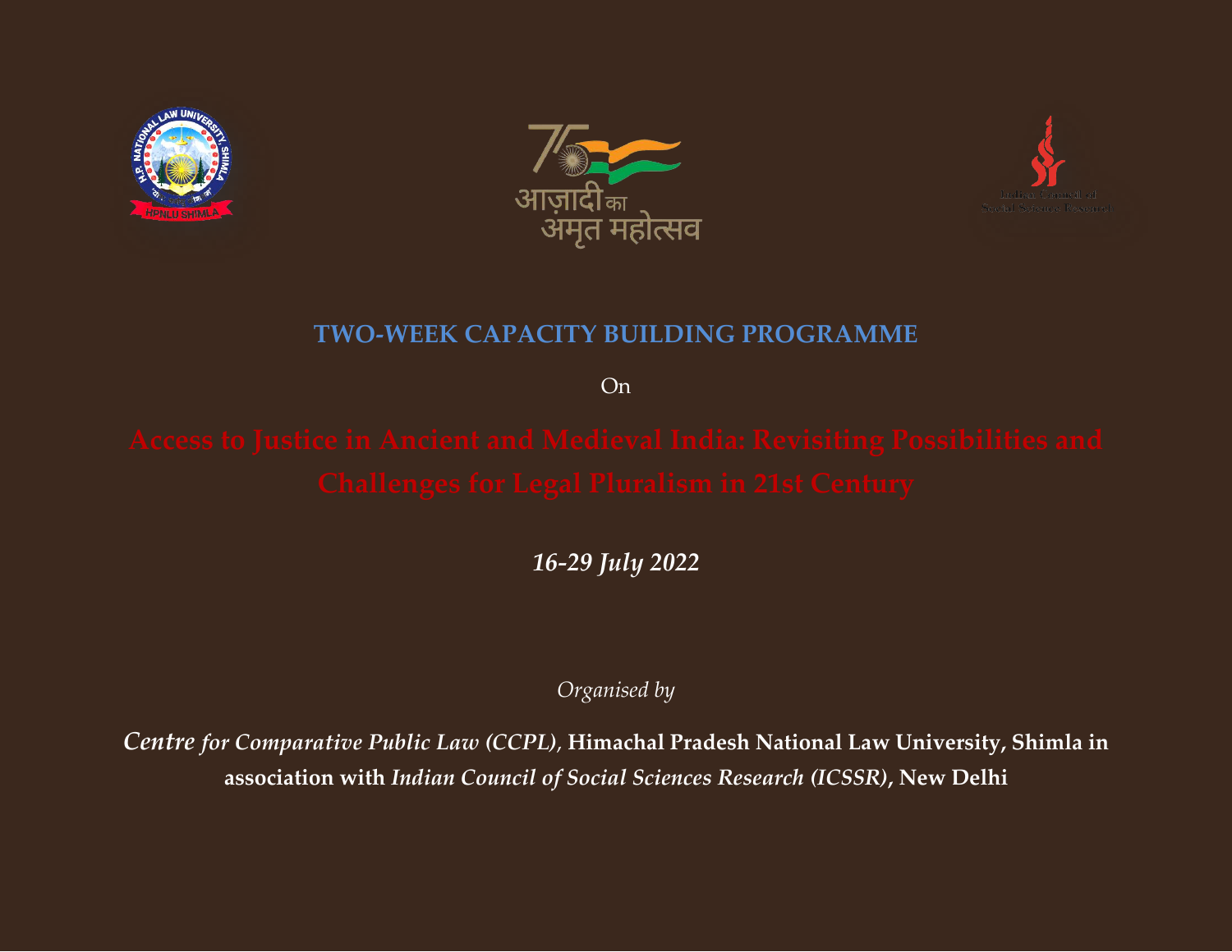आज़ादी का
अमृत महोत्सव

Indian Council of
Social Science Research

## TWO-WEEK CAPACITY BUILDING PROGRAMME

On

# Access to Justice in Ancient and Medieval India: Revisiting Possibilities and Challenges for Legal Pluralism in 21st Century

***16-29 July 2022***

*Organised by*

***Centre for Comparative Public Law (CCPL),* Himachal Pradesh National Law University, Shimla in association with *Indian Council of Social Sciences Research (ICSSR)*, New Delhi**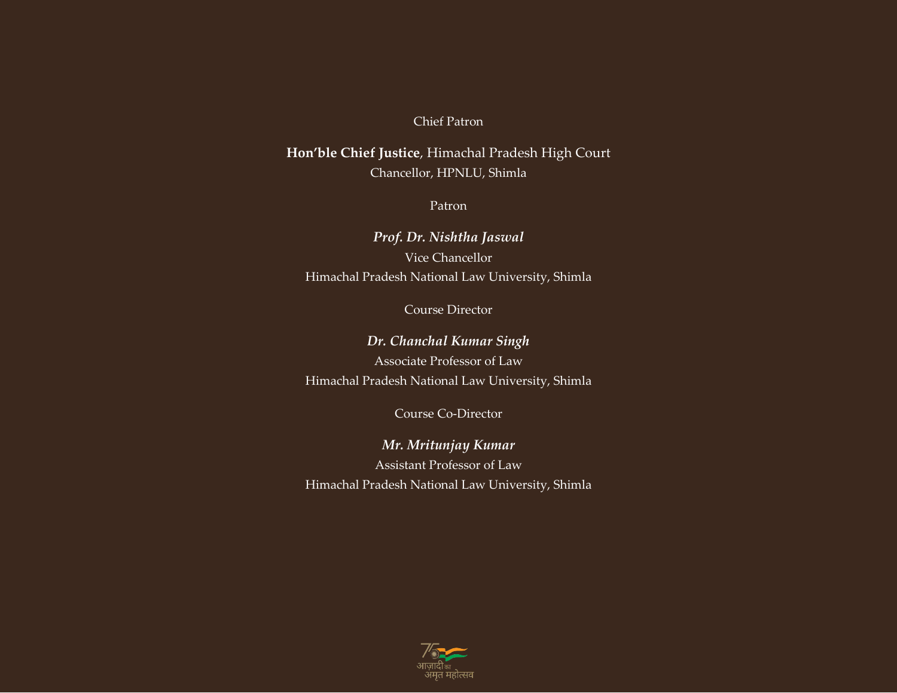Chief Patron

**Hon'ble Chief Justice**, Himachal Pradesh High Court
Chancellor, HPNLU, Shimla

Patron

***Prof. Dr. Nishtha Jaswal***
Vice Chancellor
Himachal Pradesh National Law University, Shimla

Course Director

***Dr. Chanchal Kumar Singh***
Associate Professor of Law
Himachal Pradesh National Law University, Shimla

Course Co-Director

***Mr. Mritunjay Kumar***
Assistant Professor of Law
Himachal Pradesh National Law University, Shimla

आज़ादी का अमृत महोत्सव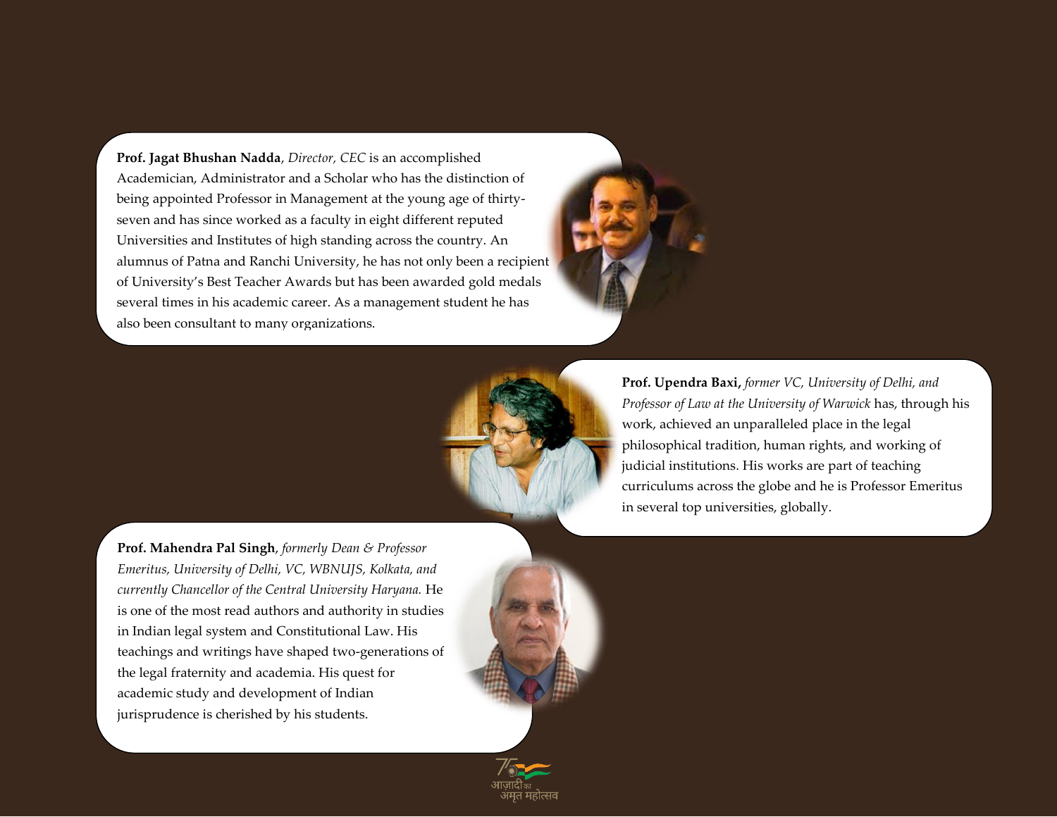**Prof. Jagat Bhushan Nadda**, *Director, CEC* is an accomplished Academician, Administrator and a Scholar who has the distinction of being appointed Professor in Management at the young age of thirty-seven and has since worked as a faculty in eight different reputed Universities and Institutes of high standing across the country. An alumnus of Patna and Ranchi University, he has not only been a recipient of University's Best Teacher Awards but has been awarded gold medals several times in his academic career. As a management student he has also been consultant to many organizations.

**Prof. Upendra Baxi,** *former VC, University of Delhi, and Professor of Law at the University of Warwick* has, through his work, achieved an unparalleled place in the legal philosophical tradition, human rights, and working of judicial institutions. His works are part of teaching curriculums across the globe and he is Professor Emeritus in several top universities, globally.

**Prof. Mahendra Pal Singh**, *formerly Dean & Professor Emeritus, University of Delhi, VC, WBNUJS, Kolkata, and currently Chancellor of the Central University Haryana.* He is one of the most read authors and authority in studies in Indian legal system and Constitutional Law. His teachings and writings have shaped two-generations of the legal fraternity and academia. His quest for academic study and development of Indian jurisprudence is cherished by his students.

आज़ादी का अमृत महोत्सव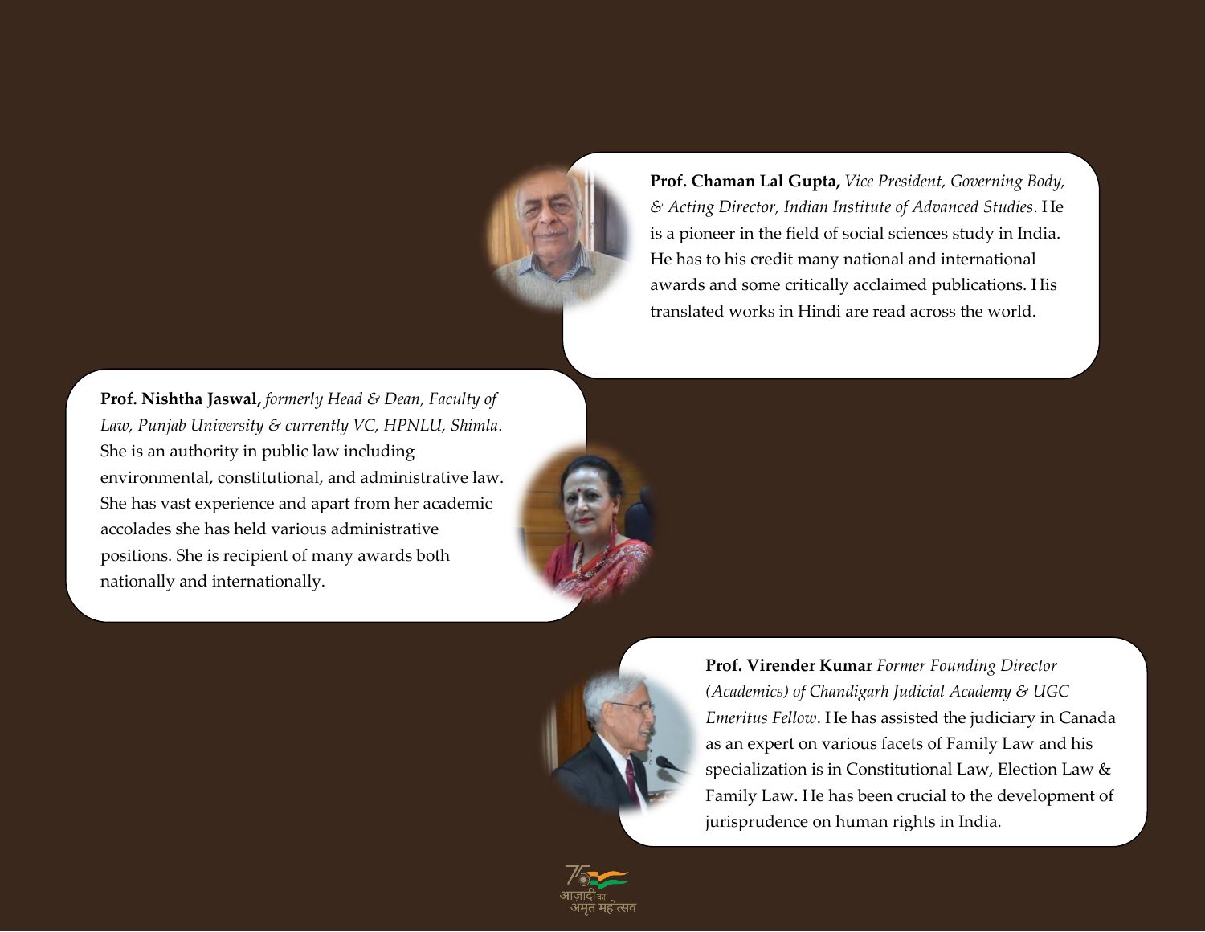**Prof. Chaman Lal Gupta,** *Vice President, Governing Body, & Acting Director, Indian Institute of Advanced Studies*. He is a pioneer in the field of social sciences study in India. He has to his credit many national and international awards and some critically acclaimed publications. His translated works in Hindi are read across the world.

**Prof. Nishtha Jaswal,** *formerly Head & Dean, Faculty of Law, Punjab University & currently VC, HPNLU, Shimla*. She is an authority in public law including environmental, constitutional, and administrative law. She has vast experience and apart from her academic accolades she has held various administrative positions. She is recipient of many awards both nationally and internationally.

**Prof. Virender Kumar** *Former Founding Director (Academics) of Chandigarh Judicial Academy & UGC Emeritus Fellow*. He has assisted the judiciary in Canada as an expert on various facets of Family Law and his specialization is in Constitutional Law, Election Law & Family Law. He has been crucial to the development of jurisprudence on human rights in India.

आज़ादी का अमृत महोत्सव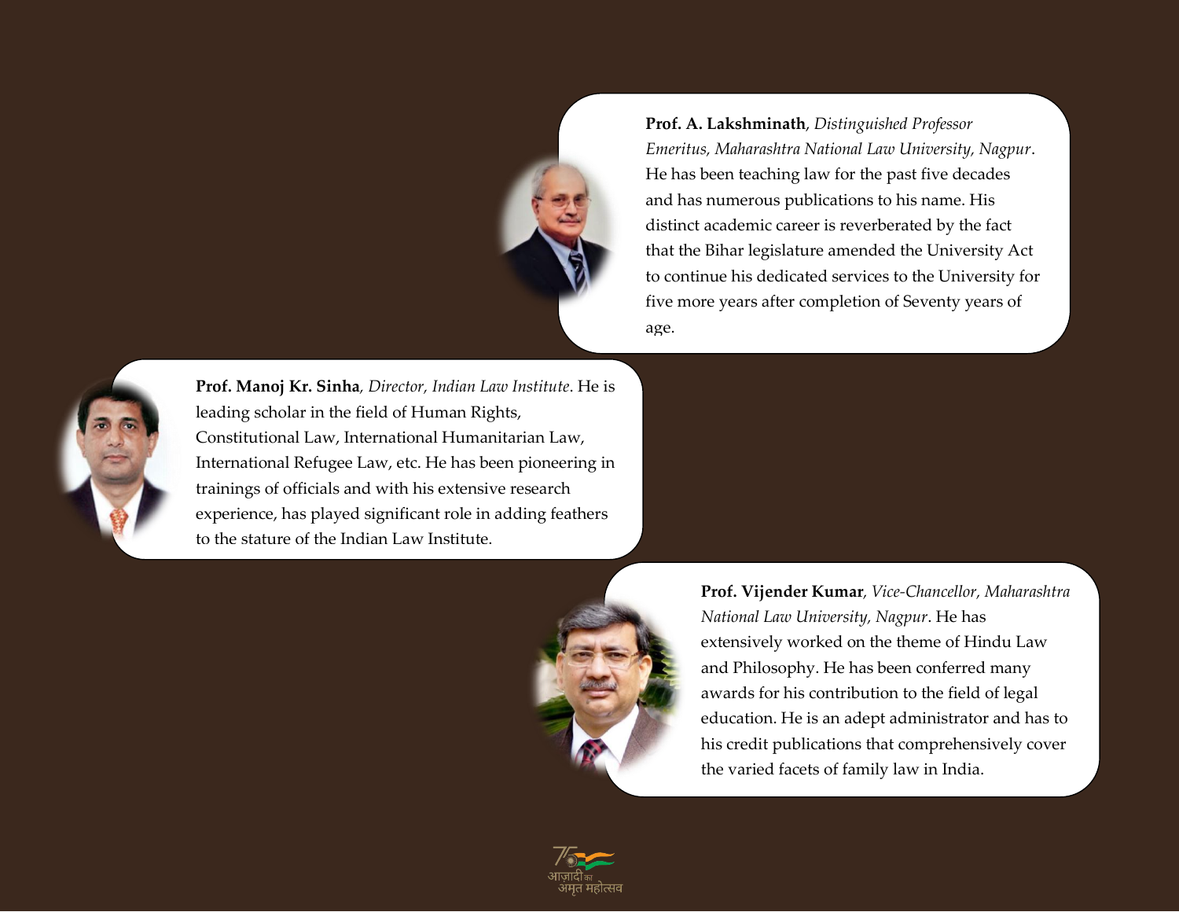**Prof. A. Lakshminath**, *Distinguished Professor Emeritus, Maharashtra National Law University, Nagpur*. He has been teaching law for the past five decades and has numerous publications to his name. His distinct academic career is reverberated by the fact that the Bihar legislature amended the University Act to continue his dedicated services to the University for five more years after completion of Seventy years of age.

**Prof. Manoj Kr. Sinha**, *Director, Indian Law Institute*. He is leading scholar in the field of Human Rights, Constitutional Law, International Humanitarian Law, International Refugee Law, etc. He has been pioneering in trainings of officials and with his extensive research experience, has played significant role in adding feathers to the stature of the Indian Law Institute.

**Prof. Vijender Kumar**, *Vice-Chancellor, Maharashtra National Law University, Nagpur*. He has extensively worked on the theme of Hindu Law and Philosophy. He has been conferred many awards for his contribution to the field of legal education. He is an adept administrator and has to his credit publications that comprehensively cover the varied facets of family law in India.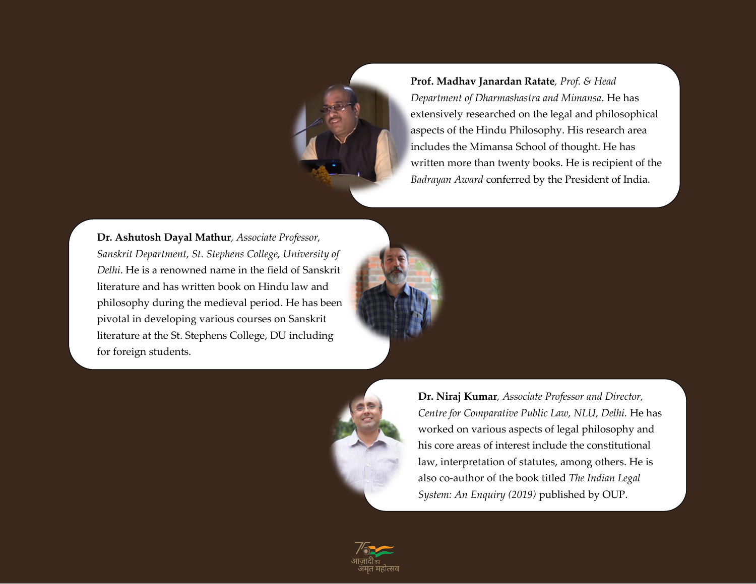**Prof. Madhav Janardan Ratate**, *Prof. & Head Department of Dharmashastra and Mimansa*. He has extensively researched on the legal and philosophical aspects of the Hindu Philosophy. His research area includes the Mimansa School of thought. He has written more than twenty books. He is recipient of the *Badrayan Award* conferred by the President of India.

**Dr. Ashutosh Dayal Mathur**, *Associate Professor, Sanskrit Department, St. Stephens College, University of Delhi*. He is a renowned name in the field of Sanskrit literature and has written book on Hindu law and philosophy during the medieval period. He has been pivotal in developing various courses on Sanskrit literature at the St. Stephens College, DU including for foreign students.

**Dr. Niraj Kumar**, *Associate Professor and Director, Centre for Comparative Public Law, NLU, Delhi.* He has worked on various aspects of legal philosophy and his core areas of interest include the constitutional law, interpretation of statutes, among others. He is also co-author of the book titled *The Indian Legal System: An Enquiry (2019)* published by OUP.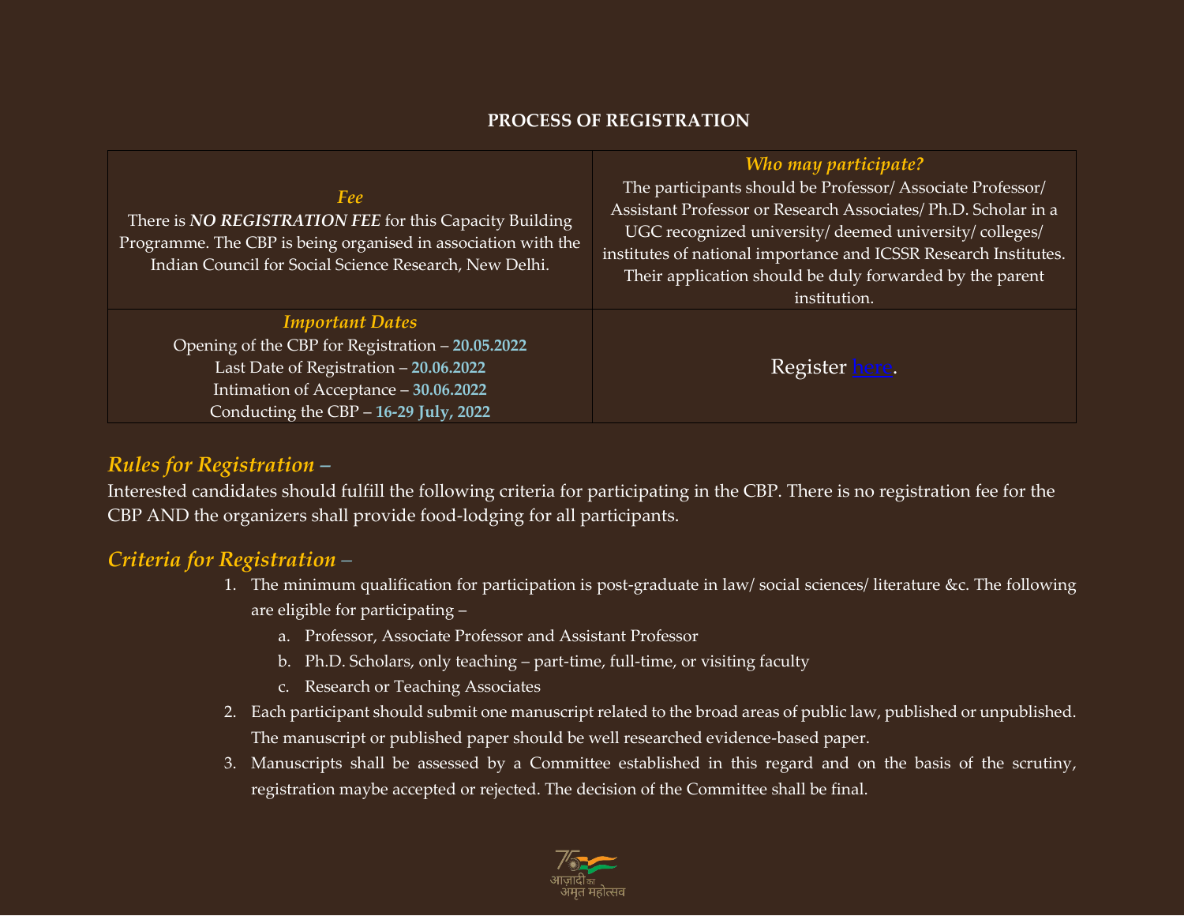## PROCESS OF REGISTRATION

| *Fee* There is ***NO REGISTRATION FEE*** for this Capacity Building Programme. The CBP is being organised in association with the Indian Council for Social Science Research, New Delhi. | *Who may participate?* The participants should be Professor/ Associate Professor/ Assistant Professor or Research Associates/ Ph.D. Scholar in a UGC recognized university/ deemed university/ colleges/ institutes of national importance and ICSSR Research Institutes. Their application should be duly forwarded by the parent institution. |
|---|---|
| *Important Dates* Opening of the CBP for Registration – **20.05.2022** Last Date of Registration – **20.06.2022** Intimation of Acceptance – **30.06.2022** Conducting the CBP – **16-29 July, 2022** | Register here. |

### *Rules for Registration –*

Interested candidates should fulfill the following criteria for participating in the CBP. There is no registration fee for the CBP AND the organizers shall provide food-lodging for all participants.

### *Criteria for Registration –*

1. The minimum qualification for participation is post-graduate in law/ social sciences/ literature &c. The following are eligible for participating –
   a. Professor, Associate Professor and Assistant Professor
   b. Ph.D. Scholars, only teaching – part-time, full-time, or visiting faculty
   c. Research or Teaching Associates
2. Each participant should submit one manuscript related to the broad areas of public law, published or unpublished. The manuscript or published paper should be well researched evidence-based paper.
3. Manuscripts shall be assessed by a Committee established in this regard and on the basis of the scrutiny, registration maybe accepted or rejected. The decision of the Committee shall be final.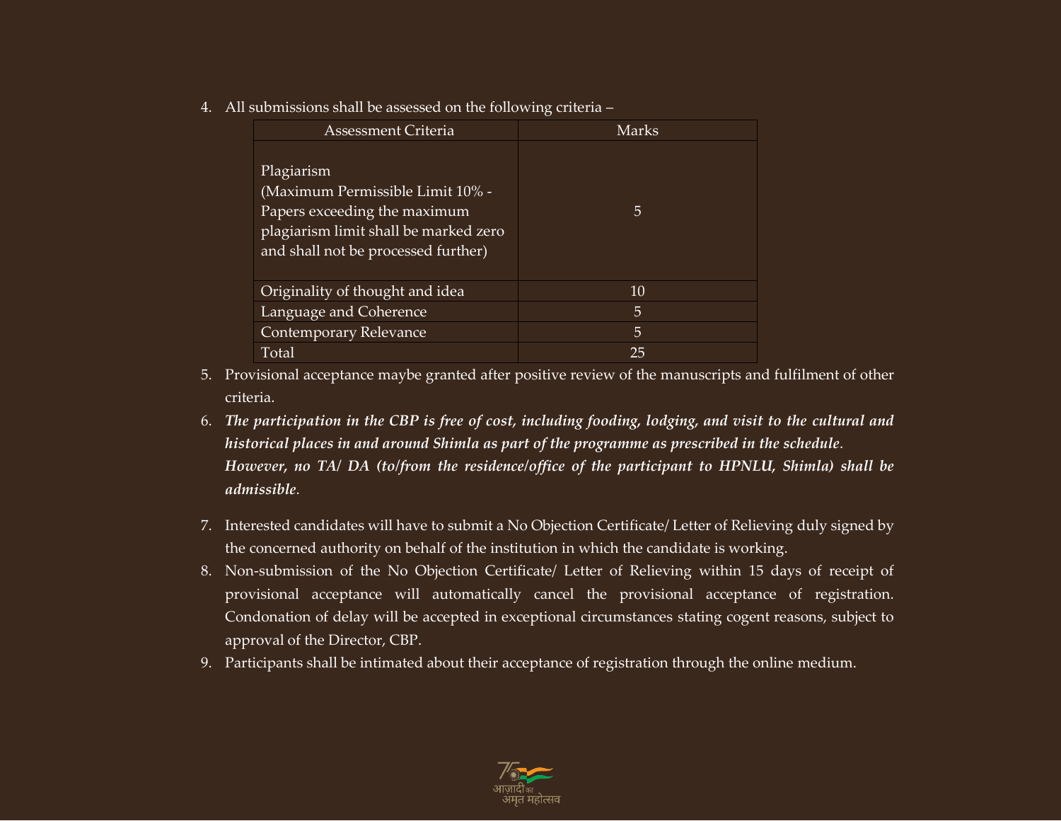4. All submissions shall be assessed on the following criteria –

| Assessment Criteria | Marks |
|---|---|
| Plagiarism (Maximum Permissible Limit 10% - Papers exceeding the maximum plagiarism limit shall be marked zero and shall not be processed further) | 5 |
| Originality of thought and idea | 10 |
| Language and Coherence | 5 |
| Contemporary Relevance | 5 |
| Total | 25 |

5. Provisional acceptance maybe granted after positive review of the manuscripts and fulfilment of other criteria.
6. ***The participation in the CBP is free of cost, including fooding, lodging, and visit to the cultural and historical places in and around Shimla as part of the programme as prescribed in the schedule. However, no TA/ DA (to/from the residence/office of the participant to HPNLU, Shimla) shall be admissible.***
7. Interested candidates will have to submit a No Objection Certificate/ Letter of Relieving duly signed by the concerned authority on behalf of the institution in which the candidate is working.
8. Non-submission of the No Objection Certificate/ Letter of Relieving within 15 days of receipt of provisional acceptance will automatically cancel the provisional acceptance of registration. Condonation of delay will be accepted in exceptional circumstances stating cogent reasons, subject to approval of the Director, CBP.
9. Participants shall be intimated about their acceptance of registration through the online medium.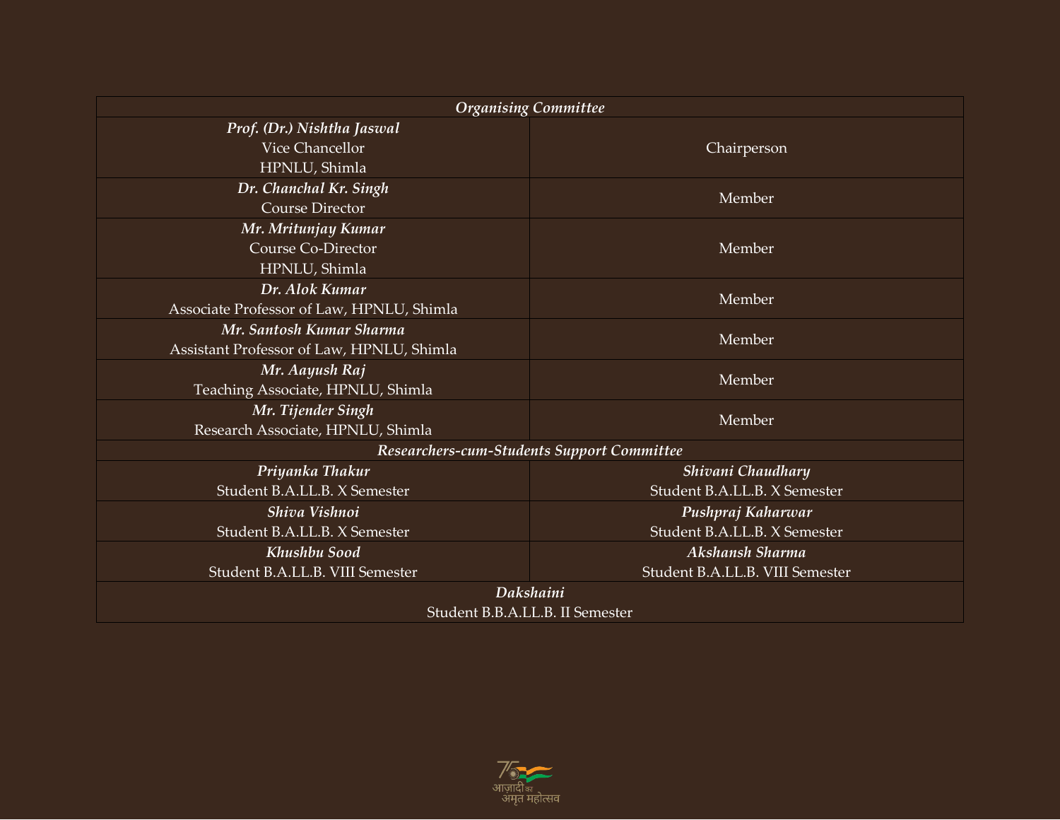| *Organising Committee* | |
|---|---|
| ***Prof. (Dr.) Nishtha Jaswal***<br>Vice Chancellor<br>HPNLU, Shimla | Chairperson |
| ***Dr. Chanchal Kr. Singh***<br>Course Director | Member |
| ***Mr. Mritunjay Kumar***<br>Course Co-Director<br>HPNLU, Shimla | Member |
| ***Dr. Alok Kumar***<br>Associate Professor of Law, HPNLU, Shimla | Member |
| ***Mr. Santosh Kumar Sharma***<br>Assistant Professor of Law, HPNLU, Shimla | Member |
| ***Mr. Aayush Raj***<br>Teaching Associate, HPNLU, Shimla | Member |
| ***Mr. Tijender Singh***<br>Research Associate, HPNLU, Shimla | Member |
| ***Researchers-cum-Students Support Committee*** | |
| ***Priyanka Thakur***<br>Student B.A.LL.B. X Semester | ***Shivani Chaudhary***<br>Student B.A.LL.B. X Semester |
| ***Shiva Vishnoi***<br>Student B.A.LL.B. X Semester | ***Pushpraj Kaharwar***<br>Student B.A.LL.B. X Semester |
| ***Khushbu Sood***<br>Student B.A.LL.B. VIII Semester | ***Akshansh Sharma***<br>Student B.A.LL.B. VIII Semester |
| ***Dakshaini***<br>Student B.B.A.LL.B. II Semester | |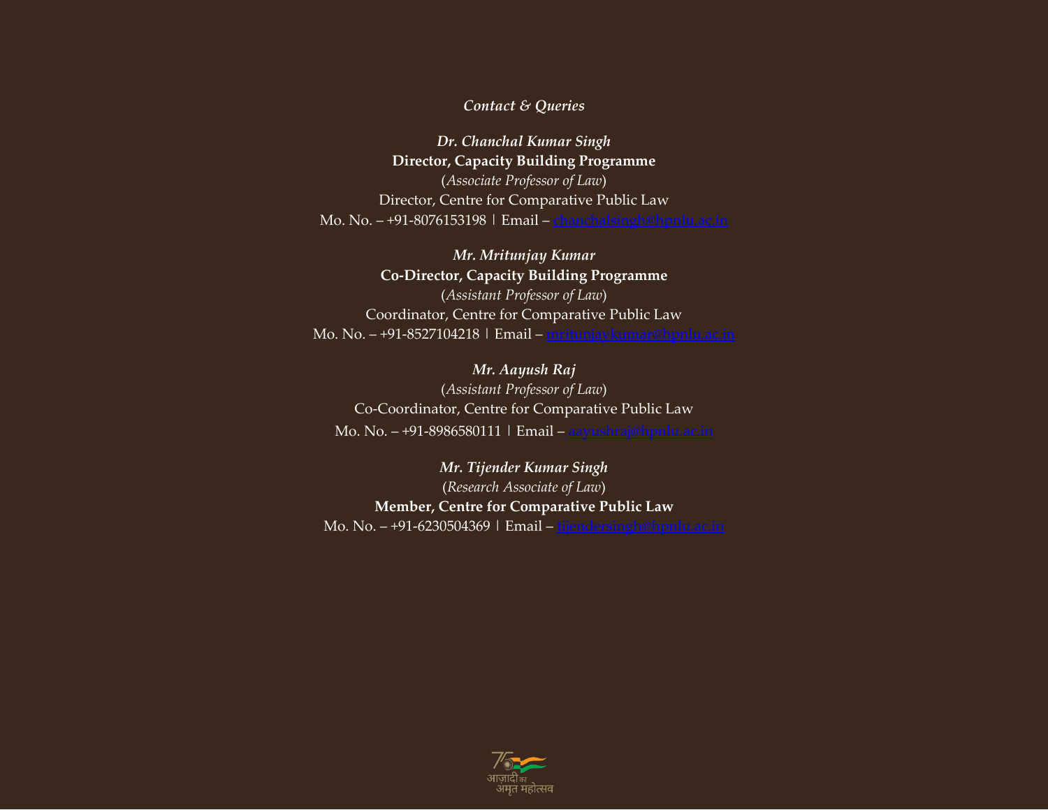*Contact & Queries*

***Dr. Chanchal Kumar Singh***
**Director, Capacity Building Programme**
(*Associate Professor of Law*)
Director, Centre for Comparative Public Law
Mo. No. – +91-8076153198 | Email – chanchalsingh@hpnlu.ac.in

***Mr. Mritunjay Kumar***
**Co-Director, Capacity Building Programme**
(*Assistant Professor of Law*)
Coordinator, Centre for Comparative Public Law
Mo. No. – +91-8527104218 | Email – mritunjaykumar@hpnlu.ac.in

***Mr. Aayush Raj***
(*Assistant Professor of Law*)
Co-Coordinator, Centre for Comparative Public Law
Mo. No. – +91-8986580111 | Email – aayushraj@hpnlu.ac.in

***Mr. Tijender Kumar Singh***
(*Research Associate of Law*)
**Member, Centre for Comparative Public Law**
Mo. No. – +91-6230504369 | Email – tijendersingh@hpnlu.ac.in

आज़ादी का अमृत महोत्सव